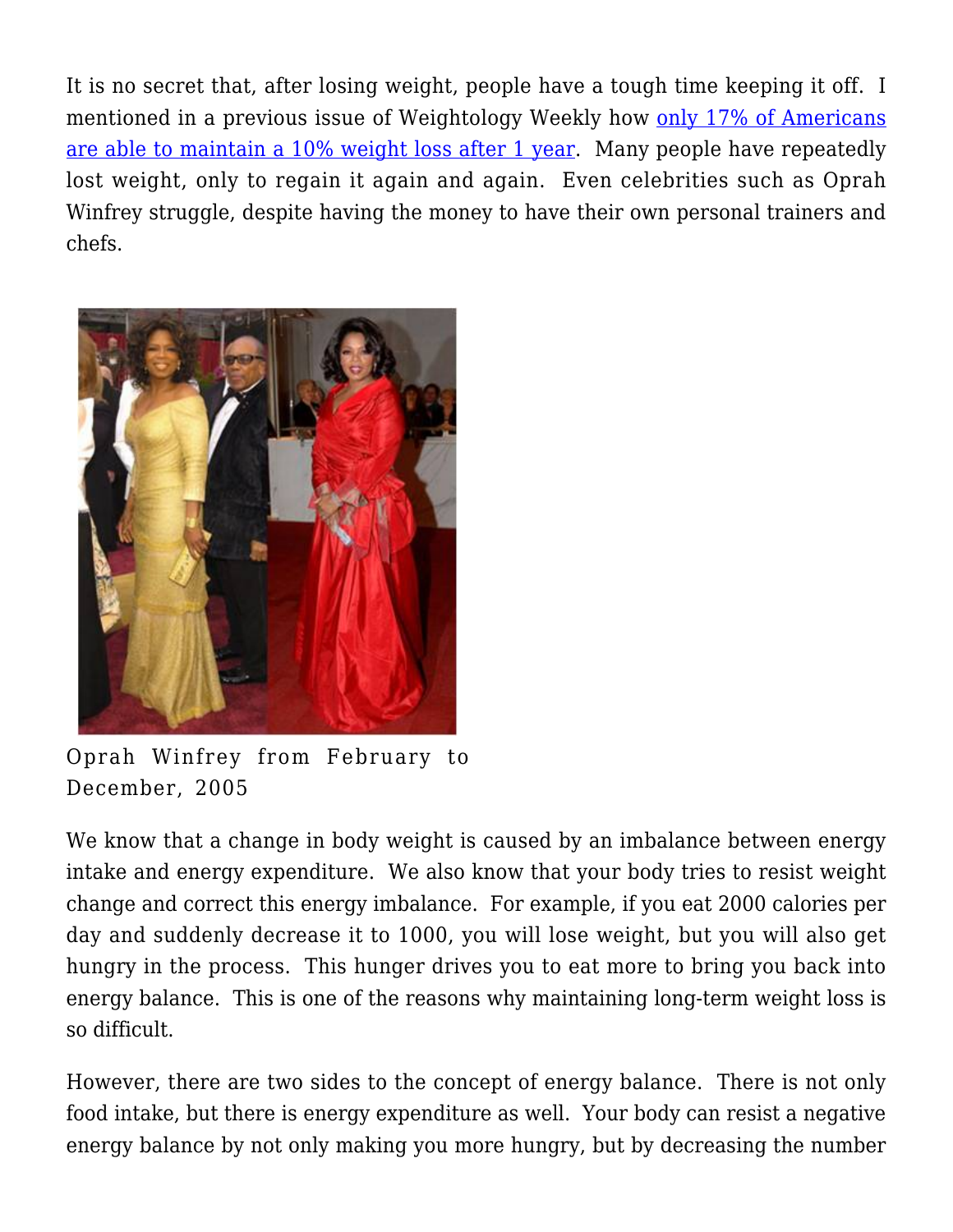It is no secret that, after losing weight, people have a tough time keeping it off. I mentioned in a previous issue of Weightology Weekly how [only 17% of Americans are able to maintain a 10% weight loss after 1 year](). Many people have repeatedly lost weight, only to regain it again and again. Even celebrities such as Oprah Winfrey struggle, despite having the money to have their own personal trainers and chefs.

Oprah Winfrey from February to December, 2005

We know that a change in body weight is caused by an imbalance between energy intake and energy expenditure. We also know that your body tries to resist weight change and correct this energy imbalance. For example, if you eat 2000 calories per day and suddenly decrease it to 1000, you will lose weight, but you will also get hungry in the process. This hunger drives you to eat more to bring you back into energy balance. This is one of the reasons why maintaining long-term weight loss is so difficult.

However, there are two sides to the concept of energy balance. There is not only food intake, but there is energy expenditure as well. Your body can resist a negative energy balance by not only making you more hungry, but by decreasing the number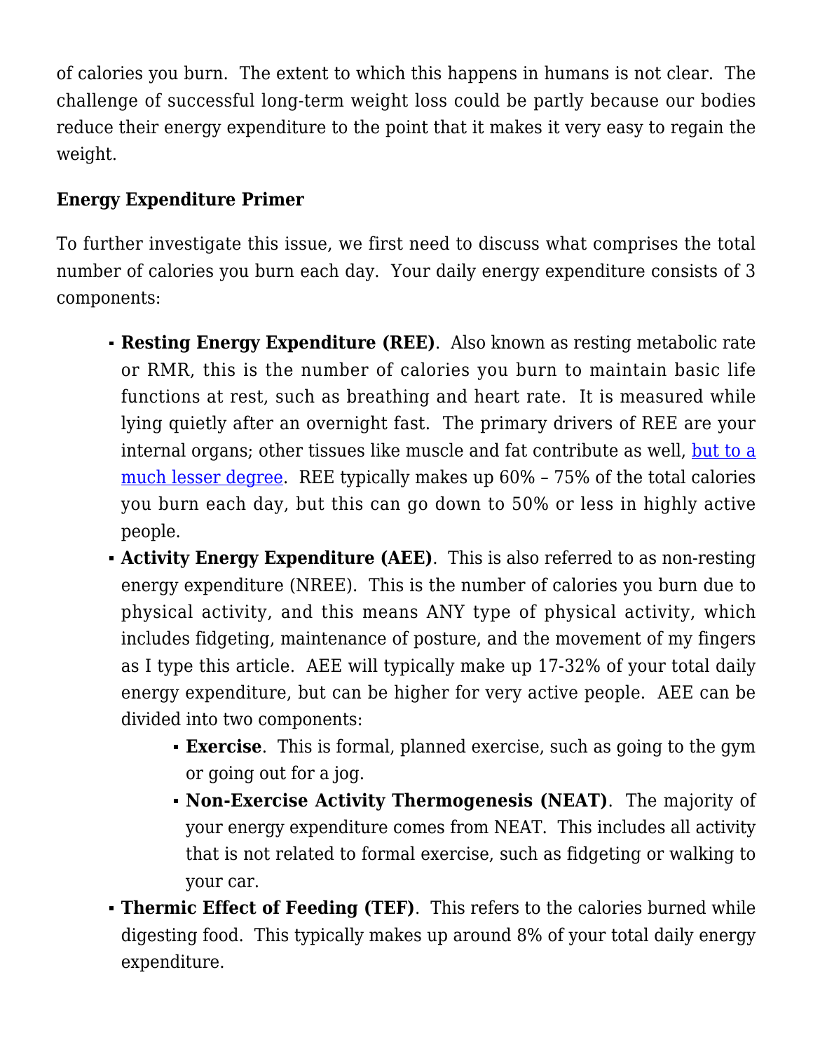of calories you burn. The extent to which this happens in humans is not clear. The challenge of successful long-term weight loss could be partly because our bodies reduce their energy expenditure to the point that it makes it very easy to regain the weight.

**Energy Expenditure Primer**

To further investigate this issue, we first need to discuss what comprises the total number of calories you burn each day. Your daily energy expenditure consists of 3 components:

- **Resting Energy Expenditure (REE)**. Also known as resting metabolic rate or RMR, this is the number of calories you burn to maintain basic life functions at rest, such as breathing and heart rate. It is measured while lying quietly after an overnight fast. The primary drivers of REE are your internal organs; other tissues like muscle and fat contribute as well, [but to a much lesser degree](). REE typically makes up 60% – 75% of the total calories you burn each day, but this can go down to 50% or less in highly active people.
- **Activity Energy Expenditure (AEE)**. This is also referred to as non-resting energy expenditure (NREE). This is the number of calories you burn due to physical activity, and this means ANY type of physical activity, which includes fidgeting, maintenance of posture, and the movement of my fingers as I type this article. AEE will typically make up 17-32% of your total daily energy expenditure, but can be higher for very active people. AEE can be divided into two components:
  - **Exercise**. This is formal, planned exercise, such as going to the gym or going out for a jog.
  - **Non-Exercise Activity Thermogenesis (NEAT)**. The majority of your energy expenditure comes from NEAT. This includes all activity that is not related to formal exercise, such as fidgeting or walking to your car.
- **Thermic Effect of Feeding (TEF)**. This refers to the calories burned while digesting food. This typically makes up around 8% of your total daily energy expenditure.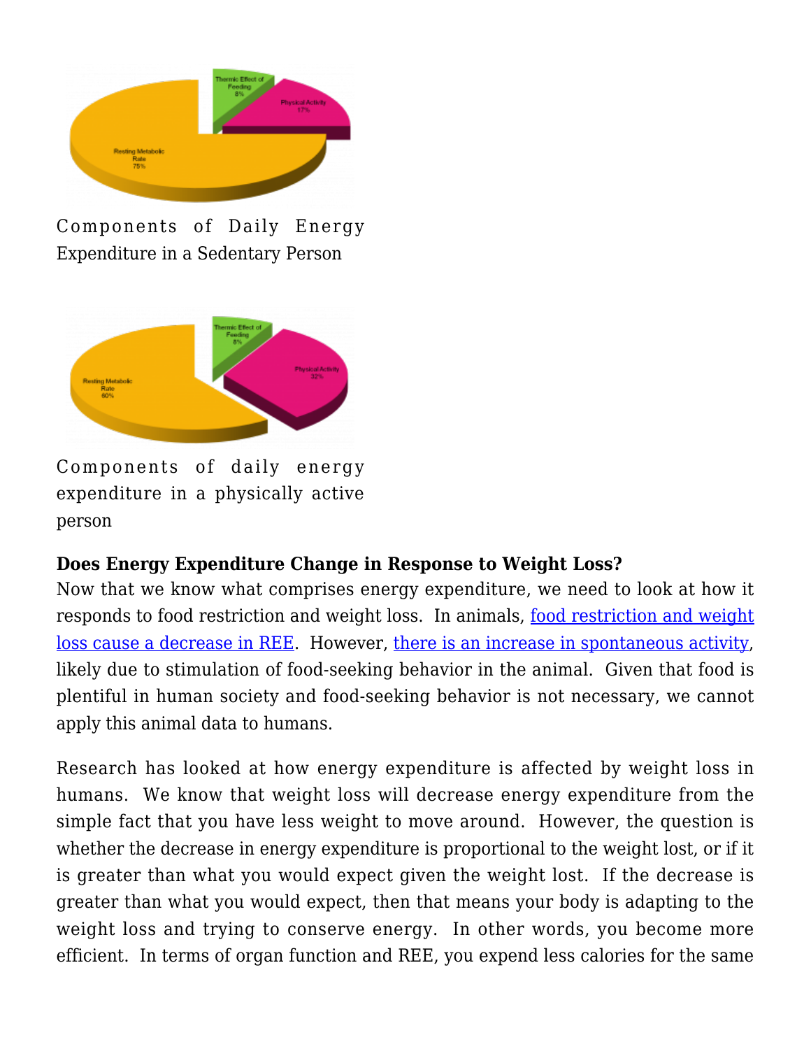Components of Daily Energy Expenditure in a Sedentary Person

Components of daily energy expenditure in a physically active person

**Does Energy Expenditure Change in Response to Weight Loss?**

Now that we know what comprises energy expenditure, we need to look at how it responds to food restriction and weight loss. In animals, food restriction and weight loss cause a decrease in REE. However, there is an increase in spontaneous activity, likely due to stimulation of food-seeking behavior in the animal. Given that food is plentiful in human society and food-seeking behavior is not necessary, we cannot apply this animal data to humans.

Research has looked at how energy expenditure is affected by weight loss in humans. We know that weight loss will decrease energy expenditure from the simple fact that you have less weight to move around. However, the question is whether the decrease in energy expenditure is proportional to the weight lost, or if it is greater than what you would expect given the weight lost. If the decrease is greater than what you would expect, then that means your body is adapting to the weight loss and trying to conserve energy. In other words, you become more efficient. In terms of organ function and REE, you expend less calories for the same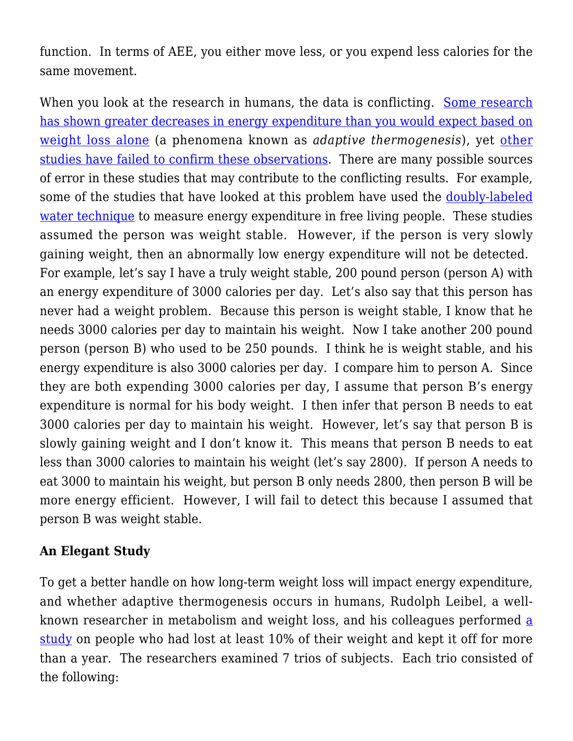function. In terms of AEE, you either move less, or you expend less calories for the same movement.

When you look at the research in humans, the data is conflicting. Some research has shown greater decreases in energy expenditure than you would expect based on weight loss alone (a phenomena known as *adaptive thermogenesis*), yet other studies have failed to confirm these observations. There are many possible sources of error in these studies that may contribute to the conflicting results. For example, some of the studies that have looked at this problem have used the doubly-labeled water technique to measure energy expenditure in free living people. These studies assumed the person was weight stable. However, if the person is very slowly gaining weight, then an abnormally low energy expenditure will not be detected. For example, let's say I have a truly weight stable, 200 pound person (person A) with an energy expenditure of 3000 calories per day. Let's also say that this person has never had a weight problem. Because this person is weight stable, I know that he needs 3000 calories per day to maintain his weight. Now I take another 200 pound person (person B) who used to be 250 pounds. I think he is weight stable, and his energy expenditure is also 3000 calories per day. I compare him to person A. Since they are both expending 3000 calories per day, I assume that person B's energy expenditure is normal for his body weight. I then infer that person B needs to eat 3000 calories per day to maintain his weight. However, let's say that person B is slowly gaining weight and I don't know it. This means that person B needs to eat less than 3000 calories to maintain his weight (let's say 2800). If person A needs to eat 3000 to maintain his weight, but person B only needs 2800, then person B will be more energy efficient. However, I will fail to detect this because I assumed that person B was weight stable.

**An Elegant Study**

To get a better handle on how long-term weight loss will impact energy expenditure, and whether adaptive thermogenesis occurs in humans, Rudolph Leibel, a well-known researcher in metabolism and weight loss, and his colleagues performed a study on people who had lost at least 10% of their weight and kept it off for more than a year. The researchers examined 7 trios of subjects. Each trio consisted of the following: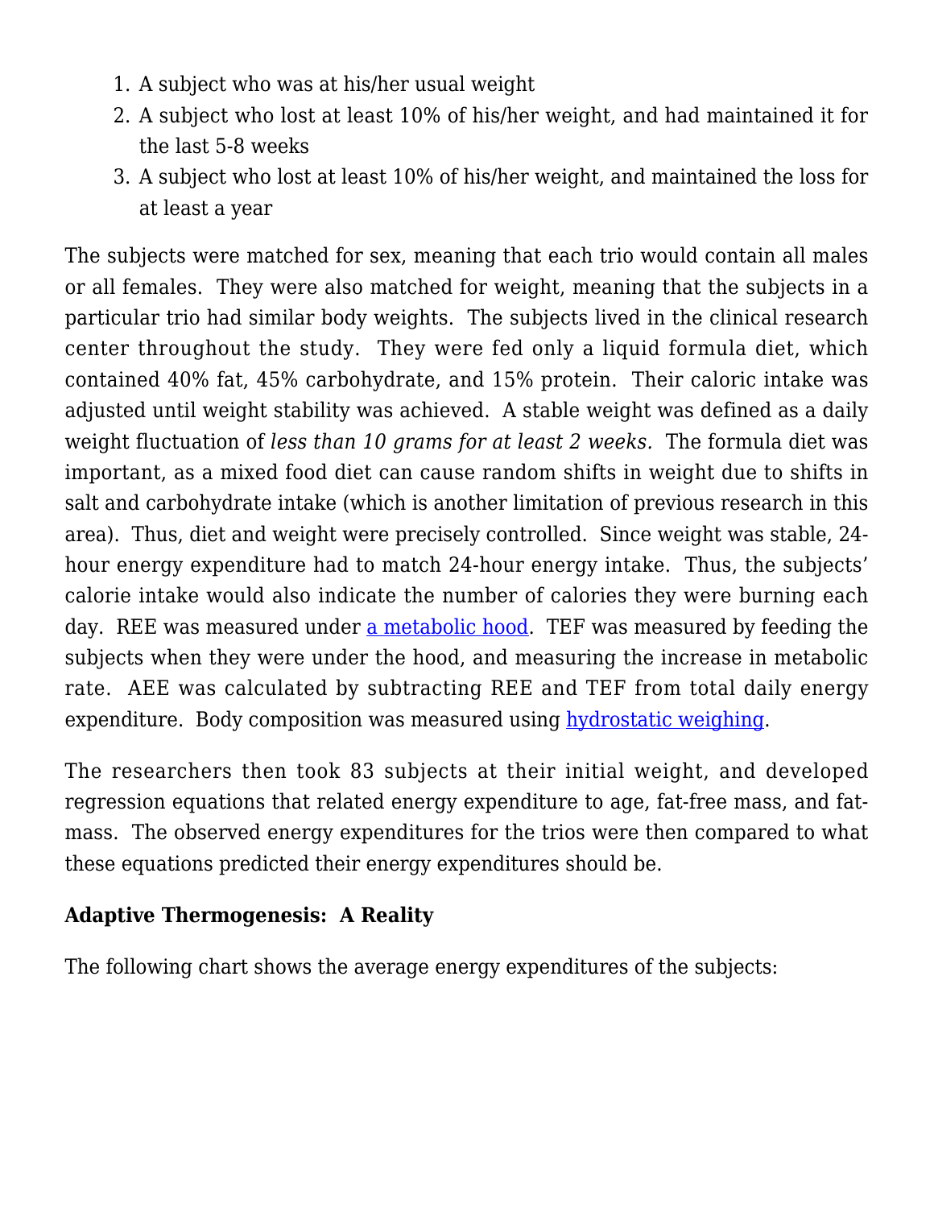1. A subject who was at his/her usual weight
2. A subject who lost at least 10% of his/her weight, and had maintained it for the last 5-8 weeks
3. A subject who lost at least 10% of his/her weight, and maintained the loss for at least a year

The subjects were matched for sex, meaning that each trio would contain all males or all females. They were also matched for weight, meaning that the subjects in a particular trio had similar body weights. The subjects lived in the clinical research center throughout the study. They were fed only a liquid formula diet, which contained 40% fat, 45% carbohydrate, and 15% protein. Their caloric intake was adjusted until weight stability was achieved. A stable weight was defined as a daily weight fluctuation of *less than 10 grams for at least 2 weeks.* The formula diet was important, as a mixed food diet can cause random shifts in weight due to shifts in salt and carbohydrate intake (which is another limitation of previous research in this area). Thus, diet and weight were precisely controlled. Since weight was stable, 24-hour energy expenditure had to match 24-hour energy intake. Thus, the subjects' calorie intake would also indicate the number of calories they were burning each day. REE was measured under [a metabolic hood](). TEF was measured by feeding the subjects when they were under the hood, and measuring the increase in metabolic rate. AEE was calculated by subtracting REE and TEF from total daily energy expenditure. Body composition was measured using [hydrostatic weighing]().

The researchers then took 83 subjects at their initial weight, and developed regression equations that related energy expenditure to age, fat-free mass, and fat-mass. The observed energy expenditures for the trios were then compared to what these equations predicted their energy expenditures should be.

**Adaptive Thermogenesis: A Reality**

The following chart shows the average energy expenditures of the subjects: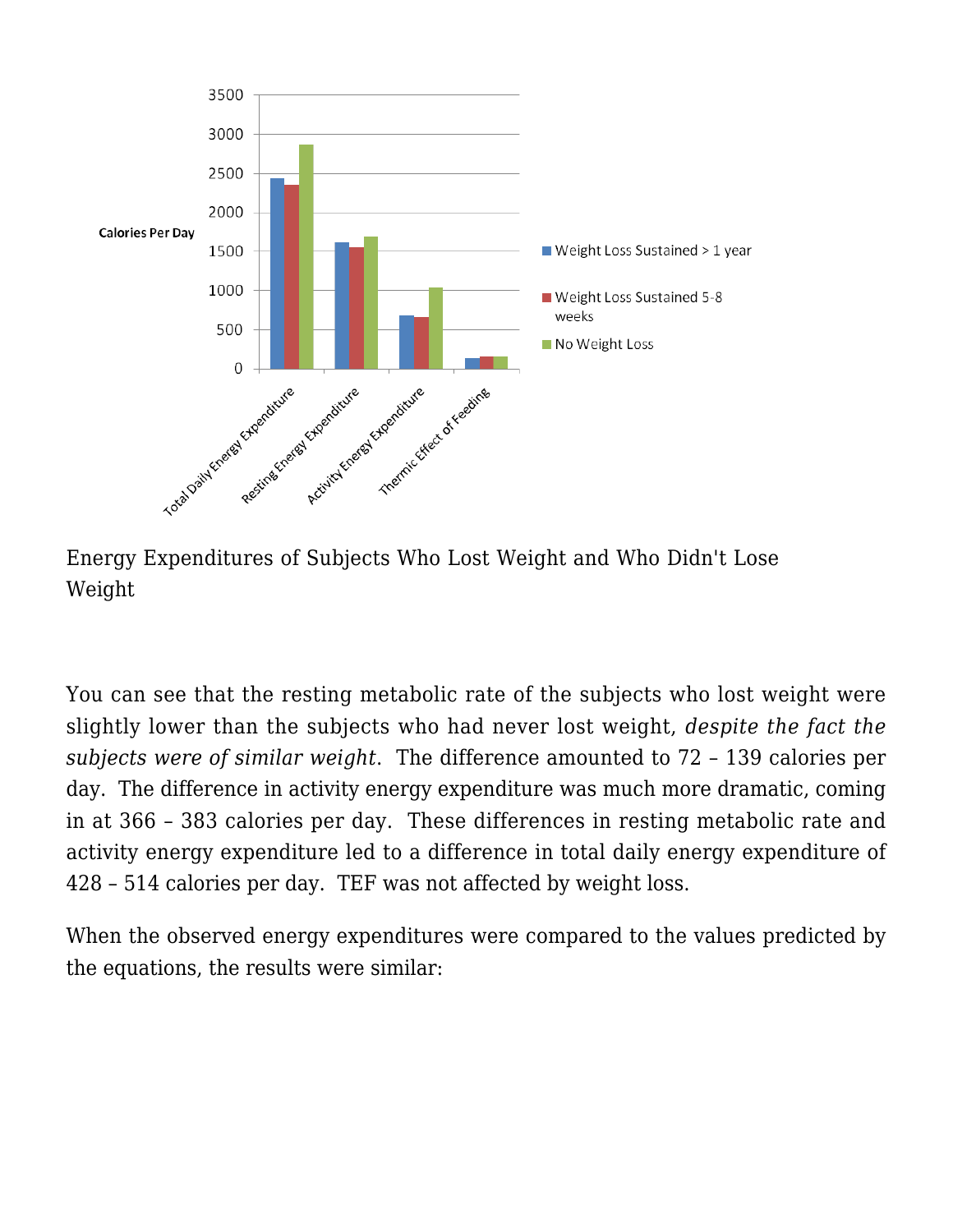Energy Expenditures of Subjects Who Lost Weight and Who Didn't Lose Weight

You can see that the resting metabolic rate of the subjects who lost weight were slightly lower than the subjects who had never lost weight, *despite the fact the subjects were of similar weight*. The difference amounted to 72 – 139 calories per day. The difference in activity energy expenditure was much more dramatic, coming in at 366 – 383 calories per day. These differences in resting metabolic rate and activity energy expenditure led to a difference in total daily energy expenditure of 428 – 514 calories per day. TEF was not affected by weight loss.

When the observed energy expenditures were compared to the values predicted by the equations, the results were similar: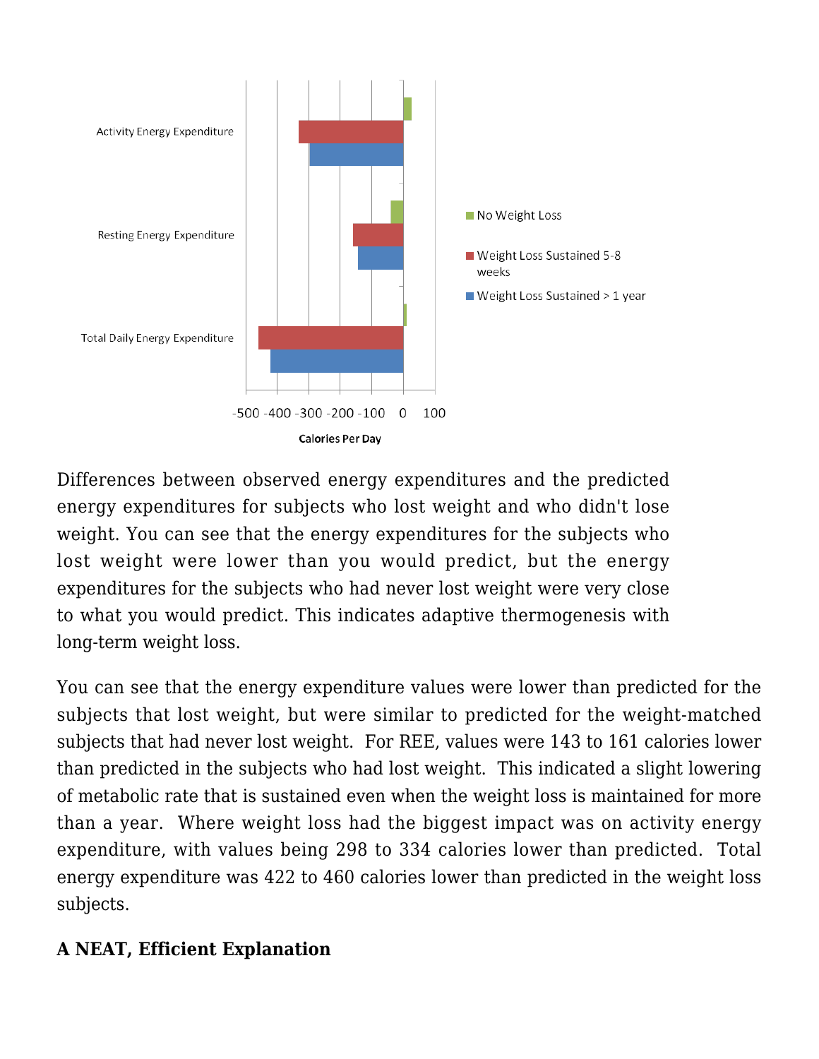Differences between observed energy expenditures and the predicted energy expenditures for subjects who lost weight and who didn't lose weight. You can see that the energy expenditures for the subjects who lost weight were lower than you would predict, but the energy expenditures for the subjects who had never lost weight were very close to what you would predict. This indicates adaptive thermogenesis with long-term weight loss.

You can see that the energy expenditure values were lower than predicted for the subjects that lost weight, but were similar to predicted for the weight-matched subjects that had never lost weight. For REE, values were 143 to 161 calories lower than predicted in the subjects who had lost weight. This indicated a slight lowering of metabolic rate that is sustained even when the weight loss is maintained for more than a year. Where weight loss had the biggest impact was on activity energy expenditure, with values being 298 to 334 calories lower than predicted. Total energy expenditure was 422 to 460 calories lower than predicted in the weight loss subjects.

## A NEAT, Efficient Explanation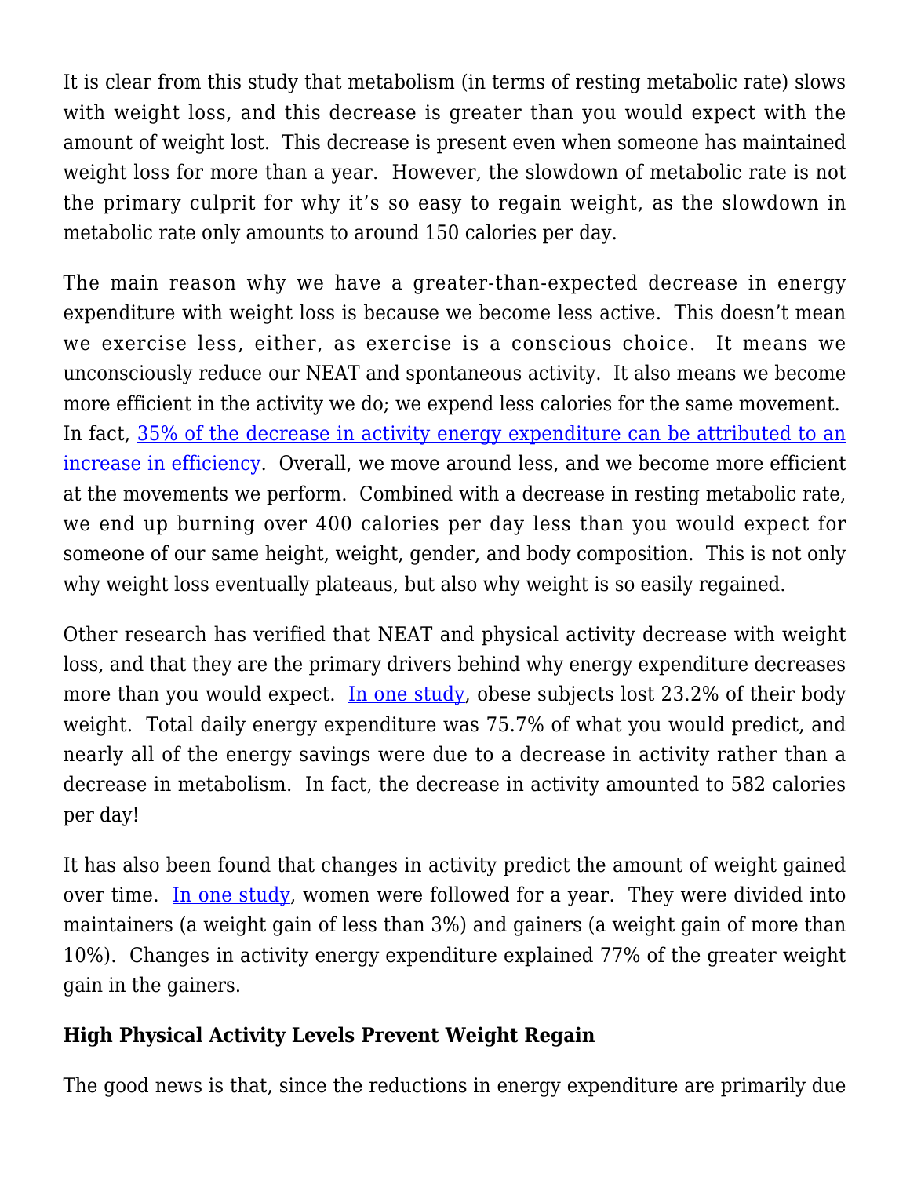It is clear from this study that metabolism (in terms of resting metabolic rate) slows with weight loss, and this decrease is greater than you would expect with the amount of weight lost. This decrease is present even when someone has maintained weight loss for more than a year. However, the slowdown of metabolic rate is not the primary culprit for why it's so easy to regain weight, as the slowdown in metabolic rate only amounts to around 150 calories per day.

The main reason why we have a greater-than-expected decrease in energy expenditure with weight loss is because we become less active. This doesn't mean we exercise less, either, as exercise is a conscious choice. It means we unconsciously reduce our NEAT and spontaneous activity. It also means we become more efficient in the activity we do; we expend less calories for the same movement. In fact, [35% of the decrease in activity energy expenditure can be attributed to an increase in efficiency](). Overall, we move around less, and we become more efficient at the movements we perform. Combined with a decrease in resting metabolic rate, we end up burning over 400 calories per day less than you would expect for someone of our same height, weight, gender, and body composition. This is not only why weight loss eventually plateaus, but also why weight is so easily regained.

Other research has verified that NEAT and physical activity decrease with weight loss, and that they are the primary drivers behind why energy expenditure decreases more than you would expect. [In one study](), obese subjects lost 23.2% of their body weight. Total daily energy expenditure was 75.7% of what you would predict, and nearly all of the energy savings were due to a decrease in activity rather than a decrease in metabolism. In fact, the decrease in activity amounted to 582 calories per day!

It has also been found that changes in activity predict the amount of weight gained over time. [In one study](), women were followed for a year. They were divided into maintainers (a weight gain of less than 3%) and gainers (a weight gain of more than 10%). Changes in activity energy expenditure explained 77% of the greater weight gain in the gainers.

**High Physical Activity Levels Prevent Weight Regain**

The good news is that, since the reductions in energy expenditure are primarily due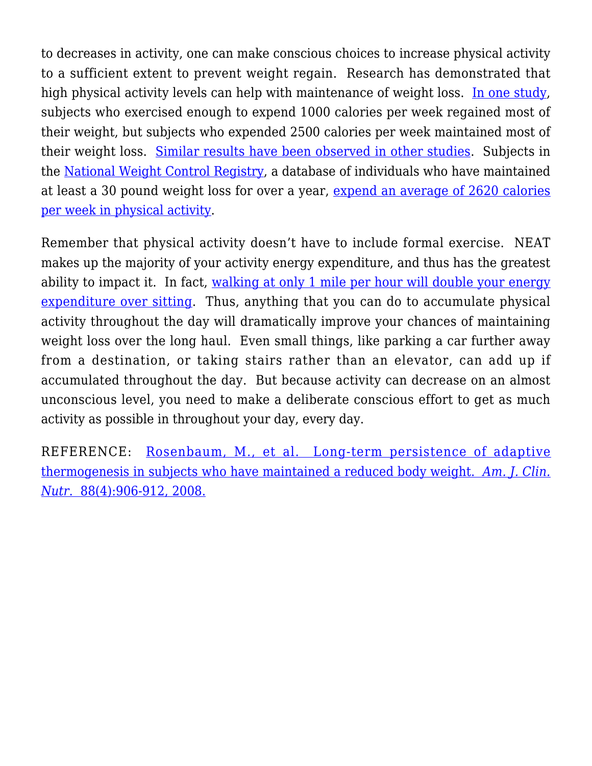to decreases in activity, one can make conscious choices to increase physical activity to a sufficient extent to prevent weight regain. Research has demonstrated that high physical activity levels can help with maintenance of weight loss. In one study, subjects who exercised enough to expend 1000 calories per week regained most of their weight, but subjects who expended 2500 calories per week maintained most of their weight loss. Similar results have been observed in other studies. Subjects in the National Weight Control Registry, a database of individuals who have maintained at least a 30 pound weight loss for over a year, expend an average of 2620 calories per week in physical activity.

Remember that physical activity doesn't have to include formal exercise. NEAT makes up the majority of your activity energy expenditure, and thus has the greatest ability to impact it. In fact, walking at only 1 mile per hour will double your energy expenditure over sitting. Thus, anything that you can do to accumulate physical activity throughout the day will dramatically improve your chances of maintaining weight loss over the long haul. Even small things, like parking a car further away from a destination, or taking stairs rather than an elevator, can add up if accumulated throughout the day. But because activity can decrease on an almost unconscious level, you need to make a deliberate conscious effort to get as much activity as possible in throughout your day, every day.

REFERENCE: Rosenbaum, M., et al. Long-term persistence of adaptive thermogenesis in subjects who have maintained a reduced body weight. *Am. J. Clin. Nutr.* 88(4):906-912, 2008.